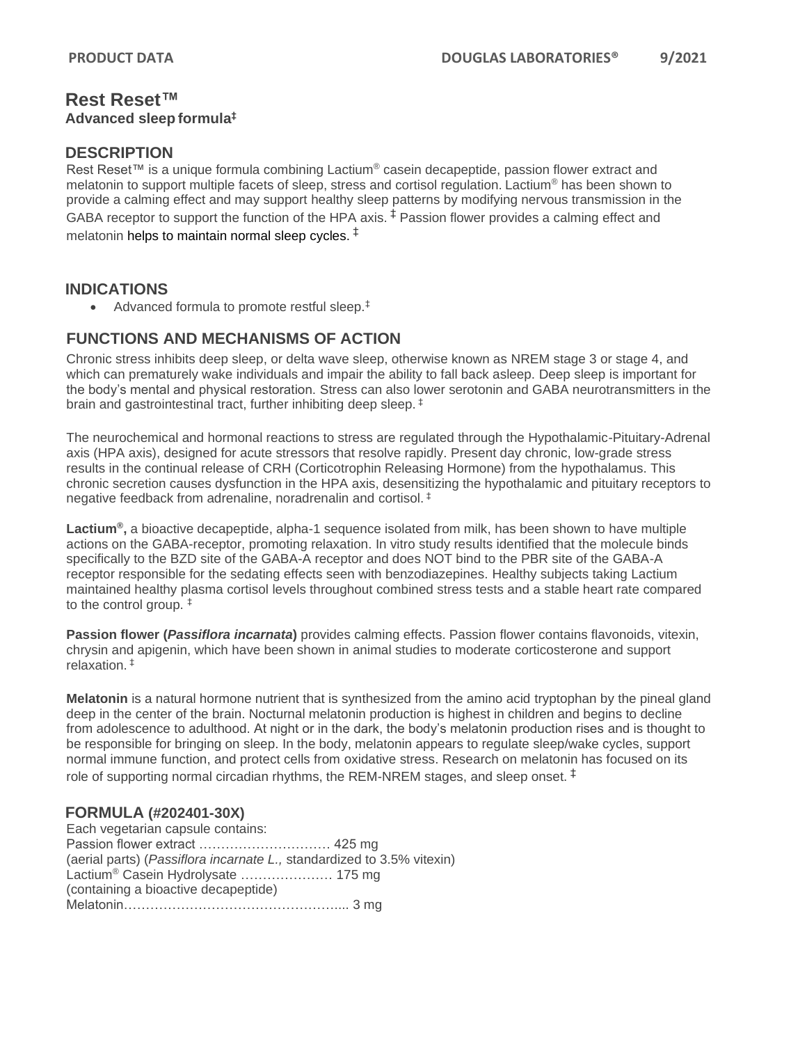# Rest Reset™

**Advanced sleep formula‡**

## DESCRIPTION

Rest Reset™ is a unique formula combining Lactium® casein decapeptide, passion flower extract and melatonin to support multiple facets of sleep, stress and cortisol regulation. Lactium® has been shown to provide a calming effect and may support healthy sleep patterns by modifying nervous transmission in the GABA receptor to support the function of the HPA axis. ‡ Passion flower provides a calming effect and melatonin helps to maintain normal sleep cycles. ‡

## INDICATIONS

- Advanced formula to promote restful sleep.‡

## FUNCTIONS AND MECHANISMS OF ACTION

Chronic stress inhibits deep sleep, or delta wave sleep, otherwise known as NREM stage 3 or stage 4, and which can prematurely wake individuals and impair the ability to fall back asleep. Deep sleep is important for the body's mental and physical restoration. Stress can also lower serotonin and GABA neurotransmitters in the brain and gastrointestinal tract, further inhibiting deep sleep. ‡

The neurochemical and hormonal reactions to stress are regulated through the Hypothalamic-Pituitary-Adrenal axis (HPA axis), designed for acute stressors that resolve rapidly. Present day chronic, low-grade stress results in the continual release of CRH (Corticotrophin Releasing Hormone) from the hypothalamus. This chronic secretion causes dysfunction in the HPA axis, desensitizing the hypothalamic and pituitary receptors to negative feedback from adrenaline, noradrenalin and cortisol. ‡

**Lactium®,** a bioactive decapeptide, alpha-1 sequence isolated from milk, has been shown to have multiple actions on the GABA-receptor, promoting relaxation. In vitro study results identified that the molecule binds specifically to the BZD site of the GABA-A receptor and does NOT bind to the PBR site of the GABA-A receptor responsible for the sedating effects seen with benzodiazepines. Healthy subjects taking Lactium maintained healthy plasma cortisol levels throughout combined stress tests and a stable heart rate compared to the control group. ‡

**Passion flower (*Passiflora incarnata*)** provides calming effects. Passion flower contains flavonoids, vitexin, chrysin and apigenin, which have been shown in animal studies to moderate corticosterone and support relaxation. ‡

**Melatonin** is a natural hormone nutrient that is synthesized from the amino acid tryptophan by the pineal gland deep in the center of the brain. Nocturnal melatonin production is highest in children and begins to decline from adolescence to adulthood. At night or in the dark, the body's melatonin production rises and is thought to be responsible for bringing on sleep. In the body, melatonin appears to regulate sleep/wake cycles, support normal immune function, and protect cells from oxidative stress. Research on melatonin has focused on its role of supporting normal circadian rhythms, the REM-NREM stages, and sleep onset. ‡

## FORMULA (#202401-30X)

Each vegetarian capsule contains:

Passion flower extract ………………………… 425 mg
(aerial parts) (*Passiflora incarnate L.,* standardized to 3.5% vitexin)
Lactium® Casein Hydrolysate ………………… 175 mg
(containing a bioactive decapeptide)
Melatonin………………………………………….. 3 mg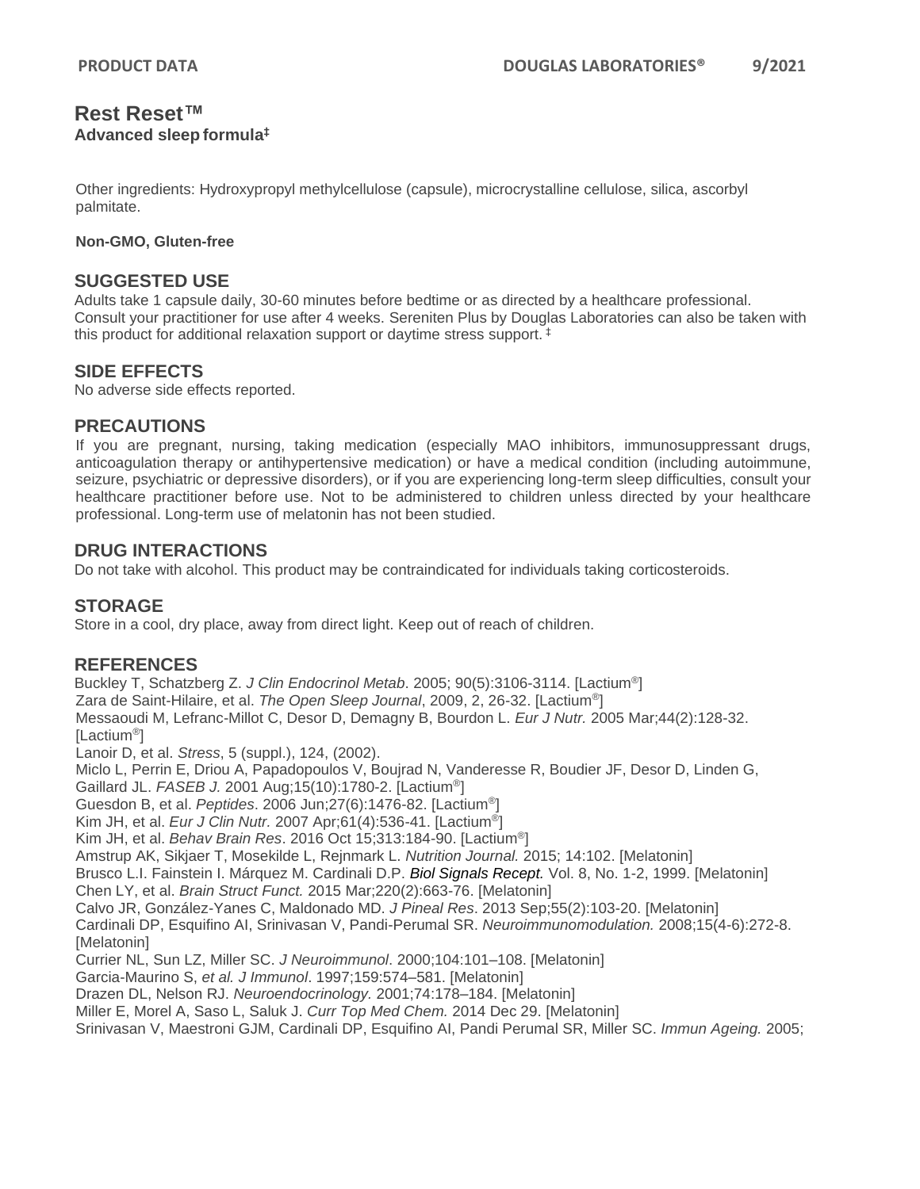# Rest Reset™

**Advanced sleep formula‡**

Other ingredients: Hydroxypropyl methylcellulose (capsule), microcrystalline cellulose, silica, ascorbyl palmitate.

**Non-GMO, Gluten-free**

## SUGGESTED USE

Adults take 1 capsule daily, 30-60 minutes before bedtime or as directed by a healthcare professional. Consult your practitioner for use after 4 weeks. Sereniten Plus by Douglas Laboratories can also be taken with this product for additional relaxation support or daytime stress support. ‡

## SIDE EFFECTS

No adverse side effects reported.

## PRECAUTIONS

If you are pregnant, nursing, taking medication (especially MAO inhibitors, immunosuppressant drugs, anticoagulation therapy or antihypertensive medication) or have a medical condition (including autoimmune, seizure, psychiatric or depressive disorders), or if you are experiencing long-term sleep difficulties, consult your healthcare practitioner before use. Not to be administered to children unless directed by your healthcare professional. Long-term use of melatonin has not been studied.

## DRUG INTERACTIONS

Do not take with alcohol. This product may be contraindicated for individuals taking corticosteroids.

## STORAGE

Store in a cool, dry place, away from direct light. Keep out of reach of children.

## REFERENCES

Buckley T, Schatzberg Z. *J Clin Endocrinol Metab*. 2005; 90(5):3106-3114. [Lactium®]
Zara de Saint-Hilaire, et al. *The Open Sleep Journal*, 2009, 2, 26-32. [Lactium®]
Messaoudi M, Lefranc-Millot C, Desor D, Demagny B, Bourdon L. *Eur J Nutr.* 2005 Mar;44(2):128-32. [Lactium®]
Lanoir D, et al. *Stress*, 5 (suppl.), 124, (2002).
Miclo L, Perrin E, Driou A, Papadopoulos V, Boujrad N, Vanderesse R, Boudier JF, Desor D, Linden G, Gaillard JL. *FASEB J.* 2001 Aug;15(10):1780-2. [Lactium®]
Guesdon B, et al. *Peptides*. 2006 Jun;27(6):1476-82. [Lactium®]
Kim JH, et al. *Eur J Clin Nutr.* 2007 Apr;61(4):536-41. [Lactium®]
Kim JH, et al. *Behav Brain Res*. 2016 Oct 15;313:184-90. [Lactium®]
Amstrup AK, Sikjaer T, Mosekilde L, Rejnmark L. *Nutrition Journal.* 2015; 14:102. [Melatonin]
Brusco L.I. Fainstein I. Márquez M. Cardinali D.P. ***Biol Signals Recept.*** Vol. 8, No. 1-2, 1999. [Melatonin]
Chen LY, et al. *Brain Struct Funct.* 2015 Mar;220(2):663-76. [Melatonin]
Calvo JR, González-Yanes C, Maldonado MD. *J Pineal Res*. 2013 Sep;55(2):103-20. [Melatonin]
Cardinali DP, Esquifino AI, Srinivasan V, Pandi-Perumal SR. *Neuroimmunomodulation.* 2008;15(4-6):272-8. [Melatonin]
Currier NL, Sun LZ, Miller SC. *J Neuroimmunol*. 2000;104:101–108. [Melatonin]
Garcia-Maurino S, *et al. J Immunol*. 1997;159:574–581. [Melatonin]
Drazen DL, Nelson RJ. *Neuroendocrinology.* 2001;74:178–184. [Melatonin]
Miller E, Morel A, Saso L, Saluk J. *Curr Top Med Chem.* 2014 Dec 29. [Melatonin]
Srinivasan V, Maestroni GJM, Cardinali DP, Esquifino AI, Pandi Perumal SR, Miller SC. *Immun Ageing.* 2005;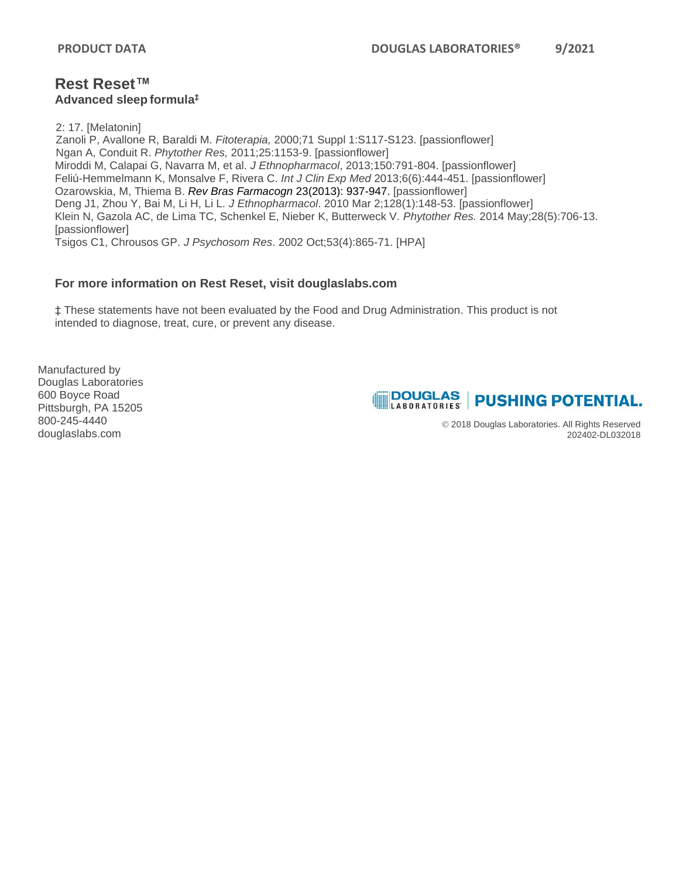# Rest Reset™

**Advanced sleep formula‡**

2: 17. [Melatonin]
Zanoli P, Avallone R, Baraldi M. *Fitoterapia,* 2000;71 Suppl 1:S117-S123. [passionflower]
Ngan A, Conduit R. *Phytother Res,* 2011;25:1153-9. [passionflower]
Miroddi M, Calapai G, Navarra M, et al. *J Ethnopharmacol*, 2013;150:791-804. [passionflower]
Feliú-Hemmelmann K, Monsalve F, Rivera C. *Int J Clin Exp Med* 2013;6(6):444-451. [passionflower]
Ozarowskia, M, Thiema B. *Rev Bras Farmacogn* 23(2013): 937-947. [passionflower]
Deng J1, Zhou Y, Bai M, Li H, Li L. *J Ethnopharmacol*. 2010 Mar 2;128(1):148-53. [passionflower]
Klein N, Gazola AC, de Lima TC, Schenkel E, Nieber K, Butterweck V. *Phytother Res.* 2014 May;28(5):706-13. [passionflower]
Tsigos C1, Chrousos GP. *J Psychosom Res*. 2002 Oct;53(4):865-71. [HPA]

**For more information on Rest Reset, visit douglaslabs.com**

‡ These statements have not been evaluated by the Food and Drug Administration. This product is not intended to diagnose, treat, cure, or prevent any disease.

Manufactured by
Douglas Laboratories
600 Boyce Road
Pittsburgh, PA 15205
800-245-4440
douglaslabs.com

DOUGLAS LABORATORIES | PUSHING POTENTIAL.

© 2018 Douglas Laboratories. All Rights Reserved
202402-DL032018